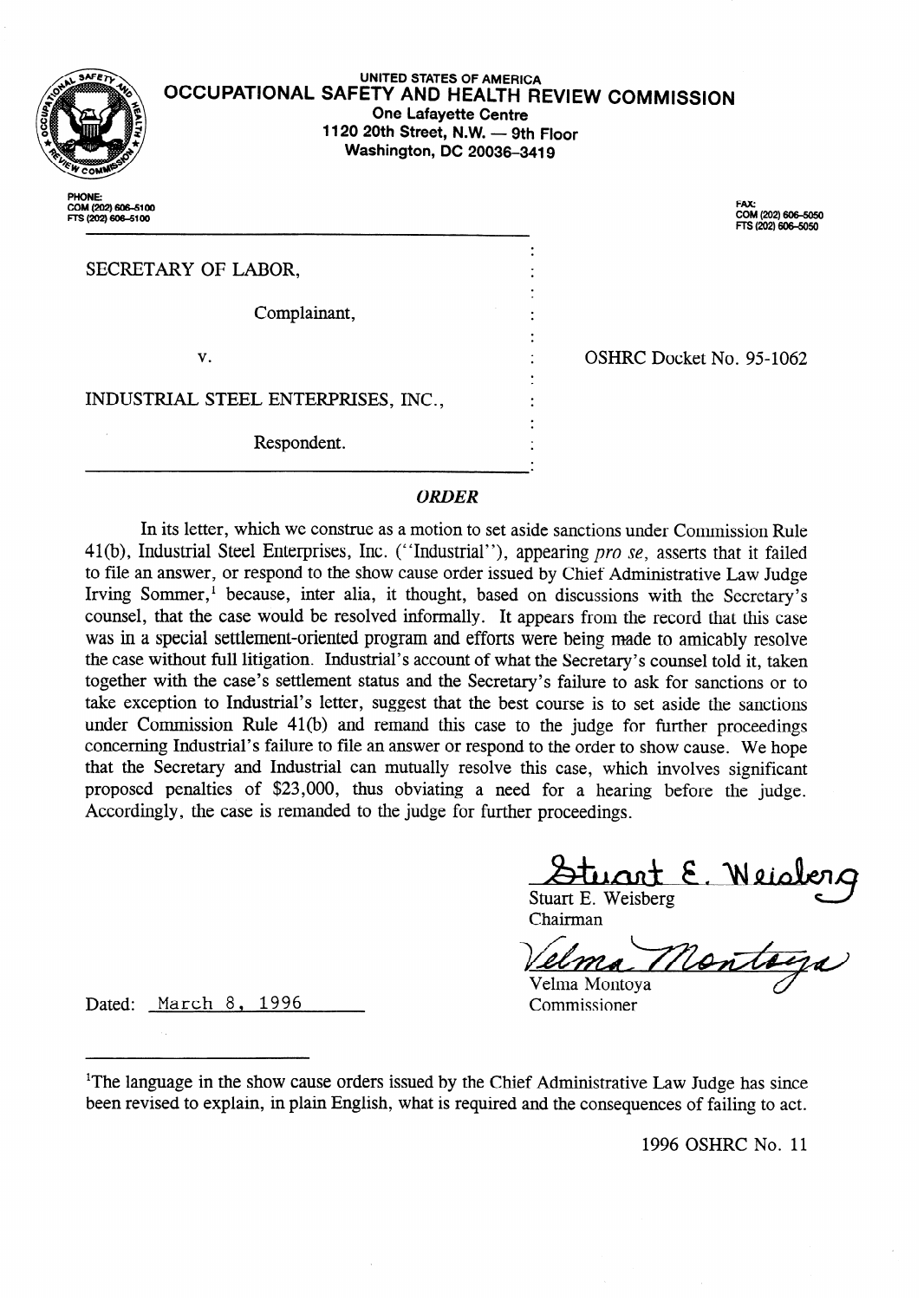UNITED STATES OF AMERICA

# OCCUPATIONAL SAFETY AND HEALTH REVIEW COMMISSION

One Lafayette Centre
1120 20th Street, N.W. — 9th Floor
Washington, DC 20036-3419

PHONE:
COM (202) 606-5100
FTS (202) 606-5100

FAX:
COM (202) 606-5050
FTS (202) 606-5050

SECRETARY OF LABOR,

Complainant,

v.

INDUSTRIAL STEEL ENTERPRISES, INC.,

Respondent.

OSHRC Docket No. 95-1062

## *ORDER*

In its letter, which we construe as a motion to set aside sanctions under Commission Rule 41(b), Industrial Steel Enterprises, Inc. ("Industrial"), appearing *pro se*, asserts that it failed to file an answer, or respond to the show cause order issued by Chief Administrative Law Judge Irving Sommer,[1] because, inter alia, it thought, based on discussions with the Secretary's counsel, that the case would be resolved informally. It appears from the record that this case was in a special settlement-oriented program and efforts were being made to amicably resolve the case without full litigation. Industrial's account of what the Secretary's counsel told it, taken together with the case's settlement status and the Secretary's failure to ask for sanctions or to take exception to Industrial's letter, suggest that the best course is to set aside the sanctions under Commission Rule 41(b) and remand this case to the judge for further proceedings concerning Industrial's failure to file an answer or respond to the order to show cause. We hope that the Secretary and Industrial can mutually resolve this case, which involves significant proposed penalties of $23,000, thus obviating a need for a hearing before the judge. Accordingly, the case is remanded to the judge for further proceedings.

Stuart E. Weisberg
Chairman

Velma Montoya
Commissioner

Dated: March 8, 1996

[1] The language in the show cause orders issued by the Chief Administrative Law Judge has since been revised to explain, in plain English, what is required and the consequences of failing to act.

1996 OSHRC No. 11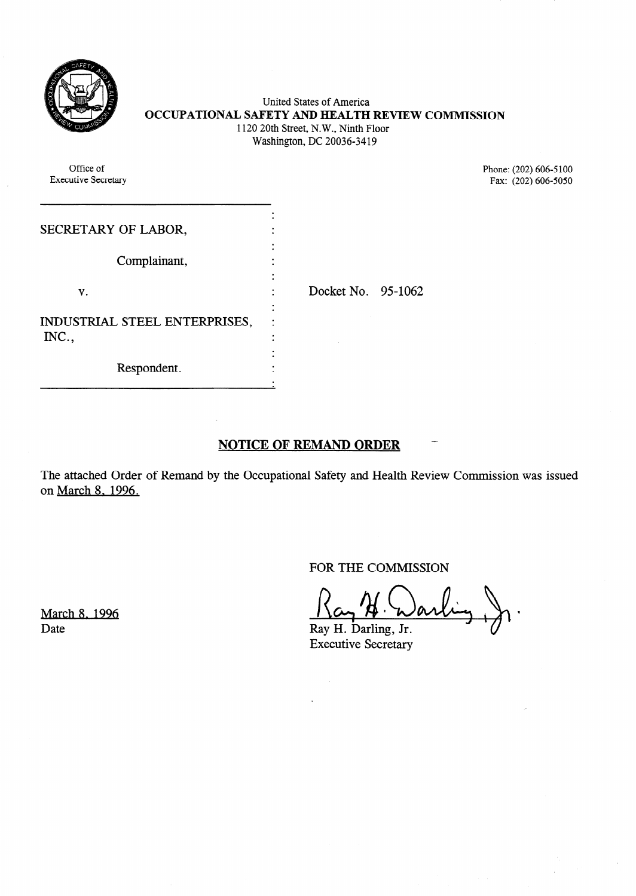United States of America
**OCCUPATIONAL SAFETY AND HEALTH REVIEW COMMISSION**
1120 20th Street, N.W., Ninth Floor
Washington, DC 20036-3419

Office of
Executive Secretary

Phone: (202) 606-5100
Fax: (202) 606-5050

SECRETARY OF LABOR,

Complainant,

v.

INDUSTRIAL STEEL ENTERPRISES, INC.,

Respondent.

Docket No. 95-1062

## NOTICE OF REMAND ORDER

The attached Order of Remand by the Occupational Safety and Health Review Commission was issued on March 8, 1996.

FOR THE COMMISSION

Ray H. Darling, Jr.
Executive Secretary

March 8, 1996
Date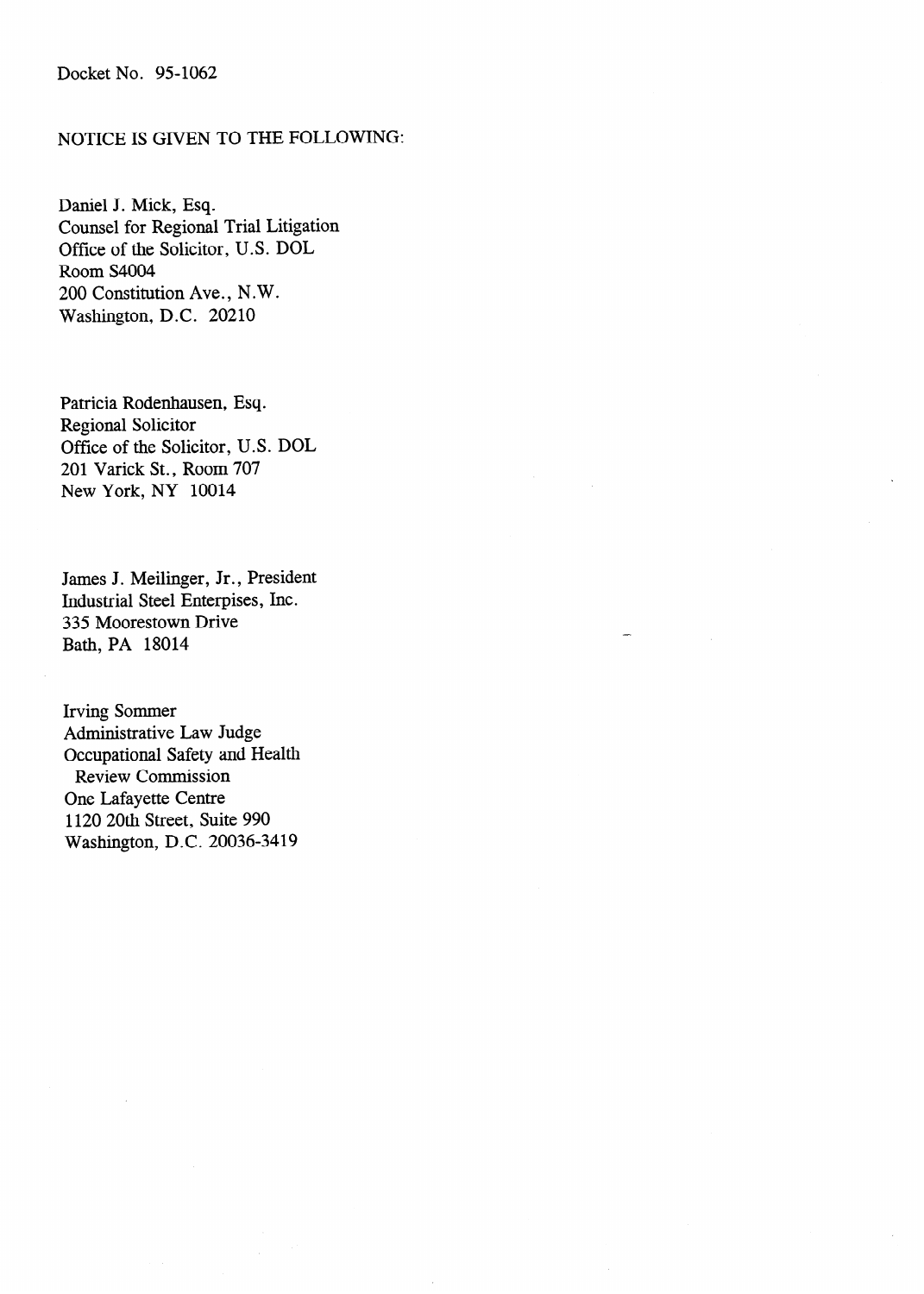Docket No. 95-1062

NOTICE IS GIVEN TO THE FOLLOWING:

Daniel J. Mick, Esq.
Counsel for Regional Trial Litigation
Office of the Solicitor, U.S. DOL
Room S4004
200 Constitution Ave., N.W.
Washington, D.C. 20210

Patricia Rodenhausen, Esq.
Regional Solicitor
Office of the Solicitor, U.S. DOL
201 Varick St., Room 707
New York, NY 10014

James J. Meilinger, Jr., President
Industrial Steel Enterpises, Inc.
335 Moorestown Drive
Bath, PA 18014

Irving Sommer
Administrative Law Judge
Occupational Safety and Health
Review Commission
One Lafayette Centre
1120 20th Street, Suite 990
Washington, D.C. 20036-3419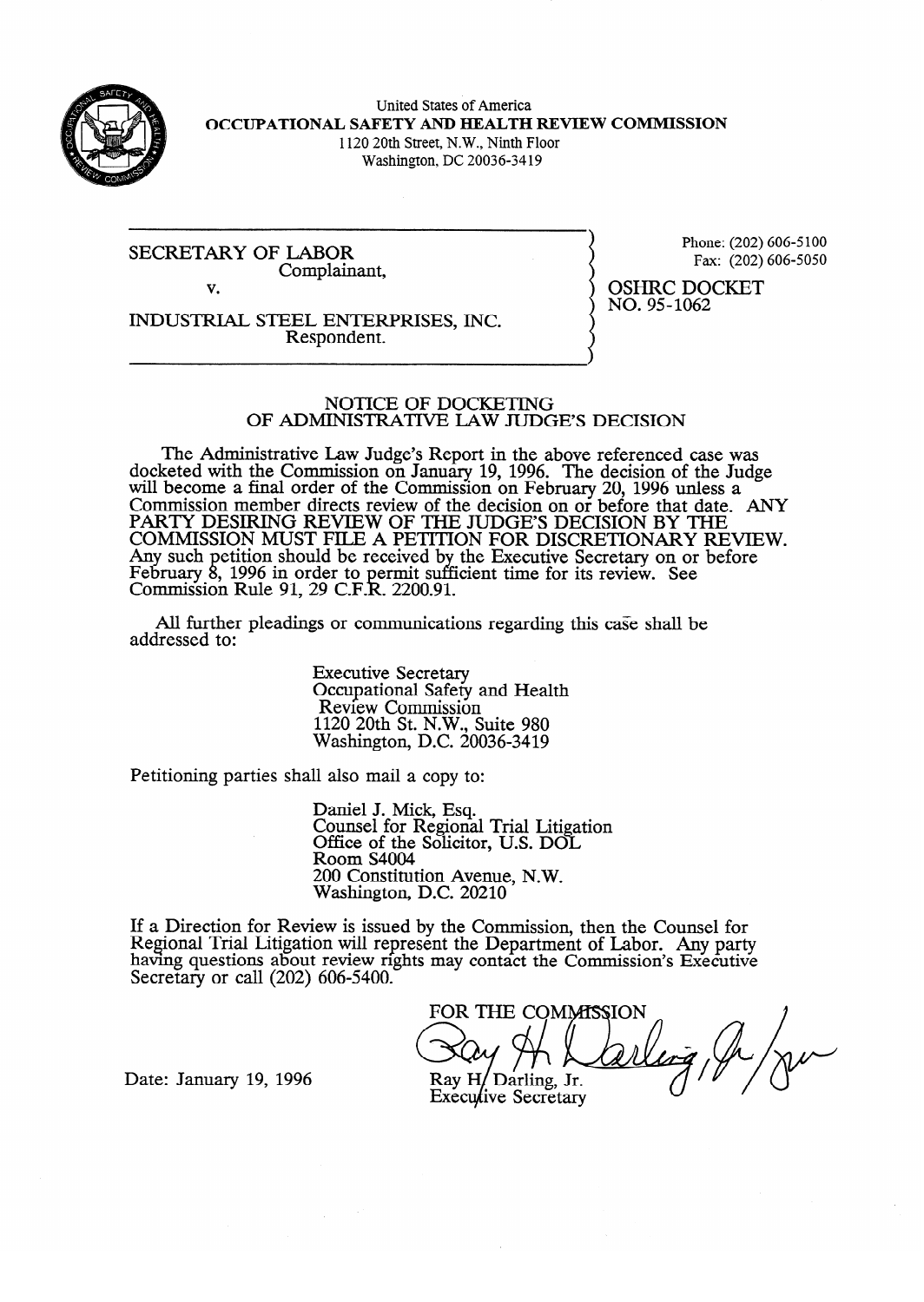United States of America
**OCCUPATIONAL SAFETY AND HEALTH REVIEW COMMISSION**
1120 20th Street, N.W., Ninth Floor
Washington, DC 20036-3419

SECRETARY OF LABOR
Complainant,

v.

INDUSTRIAL STEEL ENTERPRISES, INC.
Respondent.

Phone: (202) 606-5100
Fax: (202) 606-5050

OSHRC DOCKET
NO. 95-1062

## NOTICE OF DOCKETING OF ADMINISTRATIVE LAW JUDGE'S DECISION

The Administrative Law Judge's Report in the above referenced case was docketed with the Commission on January 19, 1996. The decision of the Judge will become a final order of the Commission on February 20, 1996 unless a Commission member directs review of the decision on or before that date. ANY PARTY DESIRING REVIEW OF THE JUDGE'S DECISION BY THE COMMISSION MUST FILE A PETITION FOR DISCRETIONARY REVIEW. Any such petition should be received by the Executive Secretary on or before February 8, 1996 in order to permit sufficient time for its review. See Commission Rule 91, 29 C.F.R. 2200.91.

All further pleadings or communications regarding this case shall be addressed to:

Executive Secretary
Occupational Safety and Health
Review Commission
1120 20th St. N.W., Suite 980
Washington, D.C. 20036-3419

Petitioning parties shall also mail a copy to:

Daniel J. Mick, Esq.
Counsel for Regional Trial Litigation
Office of the Solicitor, U.S. DOL
Room S4004
200 Constitution Avenue, N.W.
Washington, D.C. 20210

If a Direction for Review is issued by the Commission, then the Counsel for Regional Trial Litigation will represent the Department of Labor. Any party having questions about review rights may contact the Commission's Executive Secretary or call (202) 606-5400.

FOR THE COMMISSION

Ray H. Darling, Jr.
Executive Secretary

Date: January 19, 1996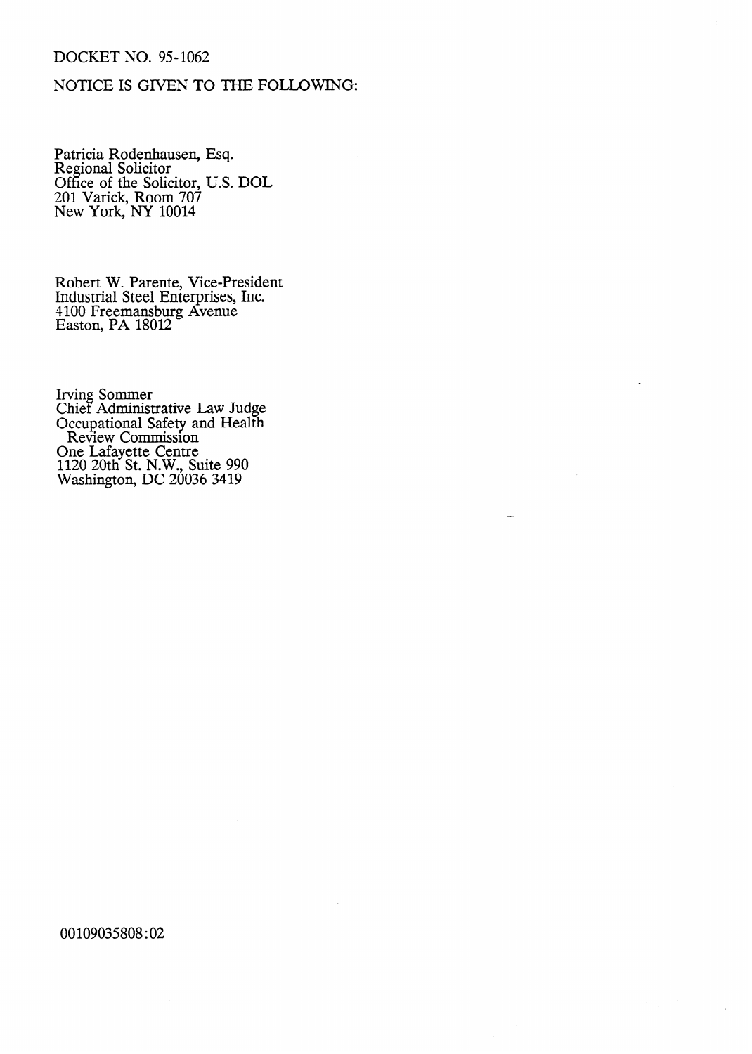DOCKET NO. 95-1062

NOTICE IS GIVEN TO THE FOLLOWING:

Patricia Rodenhausen, Esq.
Regional Solicitor
Office of the Solicitor, U.S. DOL
201 Varick, Room 707
New York, NY 10014

Robert W. Parente, Vice-President
Industrial Steel Enterprises, Inc.
4100 Freemansburg Avenue
Easton, PA 18012

Irving Sommer
Chief Administrative Law Judge
Occupational Safety and Health
Review Commission
One Lafayette Centre
1120 20th St. N.W., Suite 990
Washington, DC 20036 3419

00109035808:02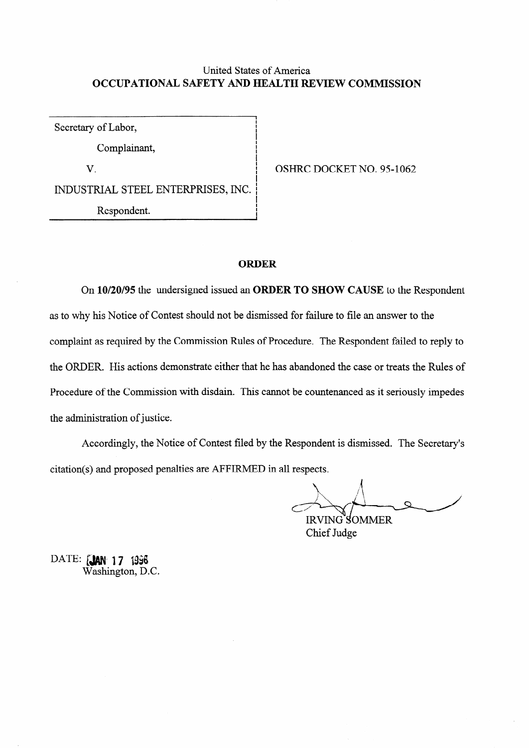United States of America
**OCCUPATIONAL SAFETY AND HEALTH REVIEW COMMISSION**

| | |
|---|---|
| Secretary of Labor, Complainant, v. INDUSTRIAL STEEL ENTERPRISES, INC. Respondent. | OSHRC DOCKET NO. 95-1062 |

**ORDER**

On **10/20/95** the undersigned issued an **ORDER TO SHOW CAUSE** to the Respondent as to why his Notice of Contest should not be dismissed for failure to file an answer to the complaint as required by the Commission Rules of Procedure. The Respondent failed to reply to the ORDER. His actions demonstrate either that he has abandoned the case or treats the Rules of Procedure of the Commission with disdain. This cannot be countenanced as it seriously impedes the administration of justice.

Accordingly, the Notice of Contest filed by the Respondent is dismissed. The Secretary's citation(s) and proposed penalties are AFFIRMED in all respects.

IRVING SOMMER
Chief Judge

DATE: JAN 17 1996
Washington, D.C.